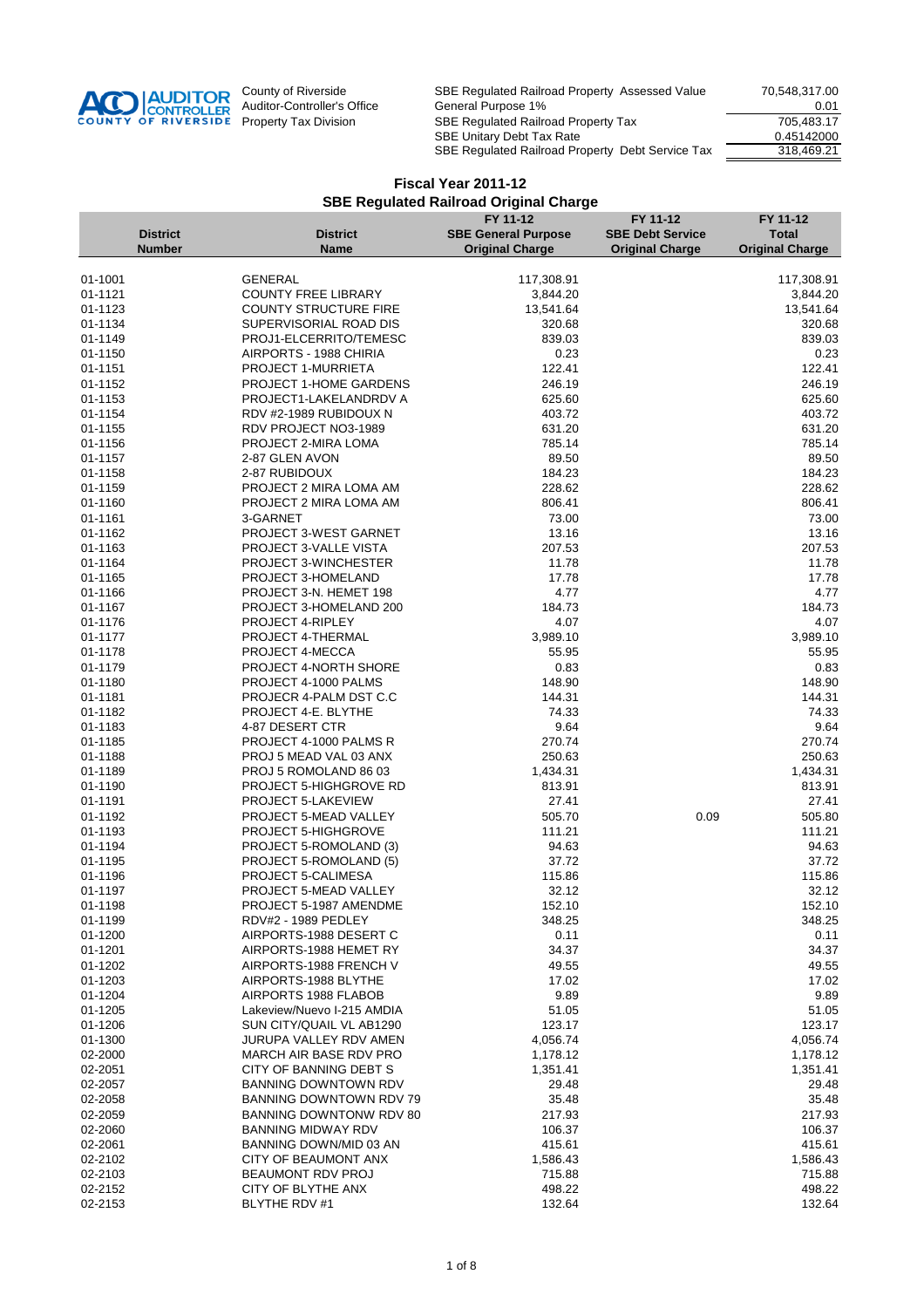AUDITOR CONTROLLER COUNTY OF RIVERSIDE

County of Riverside
Auditor-Controller's Office
Property Tax Division

| | |
|---|---|
| SBE Regulated Railroad Property Assessed Value | 70,548,317.00 |
| General Purpose 1% | 0.01 |
| SBE Regulated Railroad Property Tax | 705,483.17 |
| SBE Unitary Debt Tax Rate | 0.45142000 |
| SBE Regulated Railroad Property Debt Service Tax | 318,469.21 |

# Fiscal Year 2011-12
## SBE Regulated Railroad Original Charge

| District Number | District Name | FY 11-12 SBE General Purpose Original Charge | FY 11-12 SBE Debt Service Original Charge | FY 11-12 Total Original Charge |
|---|---|---|---|---|
| 01-1001 | GENERAL | 117,308.91 | | 117,308.91 |
| 01-1121 | COUNTY FREE LIBRARY | 3,844.20 | | 3,844.20 |
| 01-1123 | COUNTY STRUCTURE FIRE | 13,541.64 | | 13,541.64 |
| 01-1134 | SUPERVISORIAL ROAD DIS | 320.68 | | 320.68 |
| 01-1149 | PROJ1-ELCERRITO/TEMESC | 839.03 | | 839.03 |
| 01-1150 | AIRPORTS - 1988 CHIRIA | 0.23 | | 0.23 |
| 01-1151 | PROJECT 1-MURRIETA | 122.41 | | 122.41 |
| 01-1152 | PROJECT 1-HOME GARDENS | 246.19 | | 246.19 |
| 01-1153 | PROJECT1-LAKELANDRDV A | 625.60 | | 625.60 |
| 01-1154 | RDV #2-1989 RUBIDOUX N | 403.72 | | 403.72 |
| 01-1155 | RDV PROJECT NO3-1989 | 631.20 | | 631.20 |
| 01-1156 | PROJECT 2-MIRA LOMA | 785.14 | | 785.14 |
| 01-1157 | 2-87 GLEN AVON | 89.50 | | 89.50 |
| 01-1158 | 2-87 RUBIDOUX | 184.23 | | 184.23 |
| 01-1159 | PROJECT 2 MIRA LOMA AM | 228.62 | | 228.62 |
| 01-1160 | PROJECT 2 MIRA LOMA AM | 806.41 | | 806.41 |
| 01-1161 | 3-GARNET | 73.00 | | 73.00 |
| 01-1162 | PROJECT 3-WEST GARNET | 13.16 | | 13.16 |
| 01-1163 | PROJECT 3-VALLE VISTA | 207.53 | | 207.53 |
| 01-1164 | PROJECT 3-WINCHESTER | 11.78 | | 11.78 |
| 01-1165 | PROJECT 3-HOMELAND | 17.78 | | 17.78 |
| 01-1166 | PROJECT 3-N. HEMET 198 | 4.77 | | 4.77 |
| 01-1167 | PROJECT 3-HOMELAND 200 | 184.73 | | 184.73 |
| 01-1176 | PROJECT 4-RIPLEY | 4.07 | | 4.07 |
| 01-1177 | PROJECT 4-THERMAL | 3,989.10 | | 3,989.10 |
| 01-1178 | PROJECT 4-MECCA | 55.95 | | 55.95 |
| 01-1179 | PROJECT 4-NORTH SHORE | 0.83 | | 0.83 |
| 01-1180 | PROJECT 4-1000 PALMS | 148.90 | | 148.90 |
| 01-1181 | PROJECR 4-PALM DST C.C | 144.31 | | 144.31 |
| 01-1182 | PROJECT 4-E. BLYTHE | 74.33 | | 74.33 |
| 01-1183 | 4-87 DESERT CTR | 9.64 | | 9.64 |
| 01-1185 | PROJECT 4-1000 PALMS R | 270.74 | | 270.74 |
| 01-1188 | PROJ 5 MEAD VAL 03 ANX | 250.63 | | 250.63 |
| 01-1189 | PROJ 5 ROMOLAND 86 03 | 1,434.31 | | 1,434.31 |
| 01-1190 | PROJECT 5-HIGHGROVE RD | 813.91 | | 813.91 |
| 01-1191 | PROJECT 5-LAKEVIEW | 27.41 | | 27.41 |
| 01-1192 | PROJECT 5-MEAD VALLEY | 505.70 | 0.09 | 505.80 |
| 01-1193 | PROJECT 5-HIGHGROVE | 111.21 | | 111.21 |
| 01-1194 | PROJECT 5-ROMOLAND (3) | 94.63 | | 94.63 |
| 01-1195 | PROJECT 5-ROMOLAND (5) | 37.72 | | 37.72 |
| 01-1196 | PROJECT 5-CALIMESA | 115.86 | | 115.86 |
| 01-1197 | PROJECT 5-MEAD VALLEY | 32.12 | | 32.12 |
| 01-1198 | PROJECT 5-1987 AMENDME | 152.10 | | 152.10 |
| 01-1199 | RDV#2 - 1989 PEDLEY | 348.25 | | 348.25 |
| 01-1200 | AIRPORTS-1988 DESERT C | 0.11 | | 0.11 |
| 01-1201 | AIRPORTS-1988 HEMET RY | 34.37 | | 34.37 |
| 01-1202 | AIRPORTS-1988 FRENCH V | 49.55 | | 49.55 |
| 01-1203 | AIRPORTS-1988 BLYTHE | 17.02 | | 17.02 |
| 01-1204 | AIRPORTS 1988 FLABOB | 9.89 | | 9.89 |
| 01-1205 | Lakeview/Nuevo I-215 AMDIA | 51.05 | | 51.05 |
| 01-1206 | SUN CITY/QUAIL VL AB1290 | 123.17 | | 123.17 |
| 01-1300 | JURUPA VALLEY RDV AMEN | 4,056.74 | | 4,056.74 |
| 02-2000 | MARCH AIR BASE RDV PRO | 1,178.12 | | 1,178.12 |
| 02-2051 | CITY OF BANNING DEBT S | 1,351.41 | | 1,351.41 |
| 02-2057 | BANNING DOWNTOWN RDV | 29.48 | | 29.48 |
| 02-2058 | BANNING DOWNTOWN RDV 79 | 35.48 | | 35.48 |
| 02-2059 | BANNING DOWNTONW RDV 80 | 217.93 | | 217.93 |
| 02-2060 | BANNING MIDWAY RDV | 106.37 | | 106.37 |
| 02-2061 | BANNING DOWN/MID 03 AN | 415.61 | | 415.61 |
| 02-2102 | CITY OF BEAUMONT ANX | 1,586.43 | | 1,586.43 |
| 02-2103 | BEAUMONT RDV PROJ | 715.88 | | 715.88 |
| 02-2152 | CITY OF BLYTHE ANX | 498.22 | | 498.22 |
| 02-2153 | BLYTHE RDV #1 | 132.64 | | 132.64 |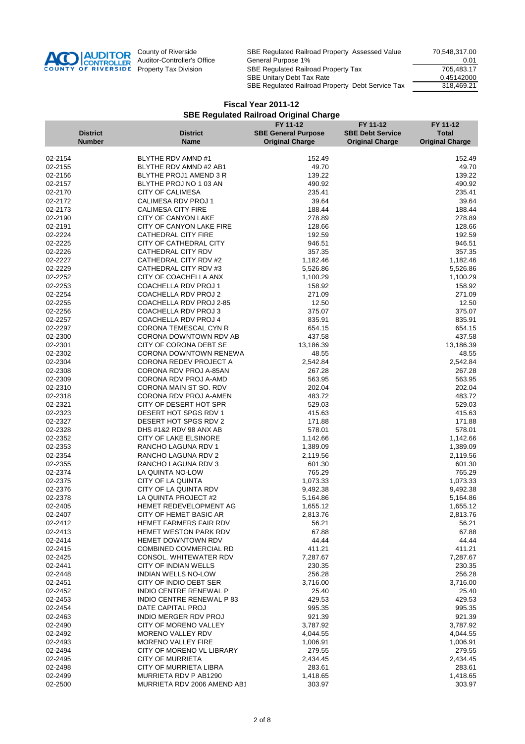County of Riverside
Auditor-Controller's Office
Property Tax Division

| | |
|---|---|
| SBE Regulated Railroad Property Assessed Value | 70,548,317.00 |
| General Purpose 1% | 0.01 |
| SBE Regulated Railroad Property Tax | 705,483.17 |
| SBE Unitary Debt Tax Rate | 0.45142000 |
| SBE Regulated Railroad Property Debt Service Tax | 318,469.21 |

## Fiscal Year 2011-12
## SBE Regulated Railroad Original Charge

| District Number | District Name | FY 11-12 SBE General Purpose Original Charge | FY 11-12 SBE Debt Service Original Charge | FY 11-12 Total Original Charge |
|---|---|---|---|---|
| 02-2154 | BLYTHE RDV AMND #1 | 152.49 | | 152.49 |
| 02-2155 | BLYTHE RDV AMND #2 AB1 | 49.70 | | 49.70 |
| 02-2156 | BLYTHE PROJ1 AMEND 3 R | 139.22 | | 139.22 |
| 02-2157 | BLYTHE PROJ NO 1 03 AN | 490.92 | | 490.92 |
| 02-2170 | CITY OF CALIMESA | 235.41 | | 235.41 |
| 02-2172 | CALIMESA RDV PROJ 1 | 39.64 | | 39.64 |
| 02-2173 | CALIMESA CITY FIRE | 188.44 | | 188.44 |
| 02-2190 | CITY OF CANYON LAKE | 278.89 | | 278.89 |
| 02-2191 | CITY OF CANYON LAKE FIRE | 128.66 | | 128.66 |
| 02-2224 | CATHEDRAL CITY FIRE | 192.59 | | 192.59 |
| 02-2225 | CITY OF CATHEDRAL CITY | 946.51 | | 946.51 |
| 02-2226 | CATHEDRAL CITY RDV | 357.35 | | 357.35 |
| 02-2227 | CATHEDRAL CITY RDV #2 | 1,182.46 | | 1,182.46 |
| 02-2229 | CATHEDRAL CITY RDV #3 | 5,526.86 | | 5,526.86 |
| 02-2252 | CITY OF COACHELLA ANX | 1,100.29 | | 1,100.29 |
| 02-2253 | COACHELLA RDV PROJ 1 | 158.92 | | 158.92 |
| 02-2254 | COACHELLA RDV PROJ 2 | 271.09 | | 271.09 |
| 02-2255 | COACHELLA RDV PROJ 2-85 | 12.50 | | 12.50 |
| 02-2256 | COACHELLA RDV PROJ 3 | 375.07 | | 375.07 |
| 02-2257 | COACHELLA RDV PROJ 4 | 835.91 | | 835.91 |
| 02-2297 | CORONA TEMESCAL CYN R | 654.15 | | 654.15 |
| 02-2300 | CORONA DOWNTOWN RDV AB | 437.58 | | 437.58 |
| 02-2301 | CITY OF CORONA DEBT SE | 13,186.39 | | 13,186.39 |
| 02-2302 | CORONA DOWNTOWN RENEWA | 48.55 | | 48.55 |
| 02-2304 | CORONA REDEV PROJECT A | 2,542.84 | | 2,542.84 |
| 02-2308 | CORONA RDV PROJ A-85AN | 267.28 | | 267.28 |
| 02-2309 | CORONA RDV PROJ A-AMD | 563.95 | | 563.95 |
| 02-2310 | CORONA MAIN ST SO. RDV | 202.04 | | 202.04 |
| 02-2318 | CORONA RDV PROJ A-AMEN | 483.72 | | 483.72 |
| 02-2321 | CITY OF DESERT HOT SPR | 529.03 | | 529.03 |
| 02-2323 | DESERT HOT SPGS RDV 1 | 415.63 | | 415.63 |
| 02-2327 | DESERT HOT SPGS RDV 2 | 171.88 | | 171.88 |
| 02-2328 | DHS #1&2 RDV 98 ANX AB | 578.01 | | 578.01 |
| 02-2352 | CITY OF LAKE ELSINORE | 1,142.66 | | 1,142.66 |
| 02-2353 | RANCHO LAGUNA RDV 1 | 1,389.09 | | 1,389.09 |
| 02-2354 | RANCHO LAGUNA RDV 2 | 2,119.56 | | 2,119.56 |
| 02-2355 | RANCHO LAGUNA RDV 3 | 601.30 | | 601.30 |
| 02-2374 | LA QUINTA NO-LOW | 765.29 | | 765.29 |
| 02-2375 | CITY OF LA QUINTA | 1,073.33 | | 1,073.33 |
| 02-2376 | CITY OF LA QUINTA RDV | 9,492.38 | | 9,492.38 |
| 02-2378 | LA QUINTA PROJECT #2 | 5,164.86 | | 5,164.86 |
| 02-2405 | HEMET REDEVELOPMENT AG | 1,655.12 | | 1,655.12 |
| 02-2407 | CITY OF HEMET BASIC AR | 2,813.76 | | 2,813.76 |
| 02-2412 | HEMET FARMERS FAIR RDV | 56.21 | | 56.21 |
| 02-2413 | HEMET WESTON PARK RDV | 67.88 | | 67.88 |
| 02-2414 | HEMET DOWNTOWN RDV | 44.44 | | 44.44 |
| 02-2415 | COMBINED COMMERCIAL RD | 411.21 | | 411.21 |
| 02-2425 | CONSOL. WHITEWATER RDV | 7,287.67 | | 7,287.67 |
| 02-2441 | CITY OF INDIAN WELLS | 230.35 | | 230.35 |
| 02-2448 | INDIAN WELLS NO-LOW | 256.28 | | 256.28 |
| 02-2451 | CITY OF INDIO DEBT SER | 3,716.00 | | 3,716.00 |
| 02-2452 | INDIO CENTRE RENEWAL P | 25.40 | | 25.40 |
| 02-2453 | INDIO CENTRE RENEWAL P 83 | 429.53 | | 429.53 |
| 02-2454 | DATE CAPITAL PROJ | 995.35 | | 995.35 |
| 02-2463 | INDIO MERGER RDV PROJ | 921.39 | | 921.39 |
| 02-2490 | CITY OF MORENO VALLEY | 3,787.92 | | 3,787.92 |
| 02-2492 | MORENO VALLEY RDV | 4,044.55 | | 4,044.55 |
| 02-2493 | MORENO VALLEY FIRE | 1,006.91 | | 1,006.91 |
| 02-2494 | CITY OF MORENO VL LIBRARY | 279.55 | | 279.55 |
| 02-2495 | CITY OF MURRIETA | 2,434.45 | | 2,434.45 |
| 02-2498 | CITY OF MURRIETA LIBRA | 283.61 | | 283.61 |
| 02-2499 | MURRIETA RDV P AB1290 | 1,418.65 | | 1,418.65 |
| 02-2500 | MURRIETA RDV 2006 AMEND AB1 | 303.97 | | 303.97 |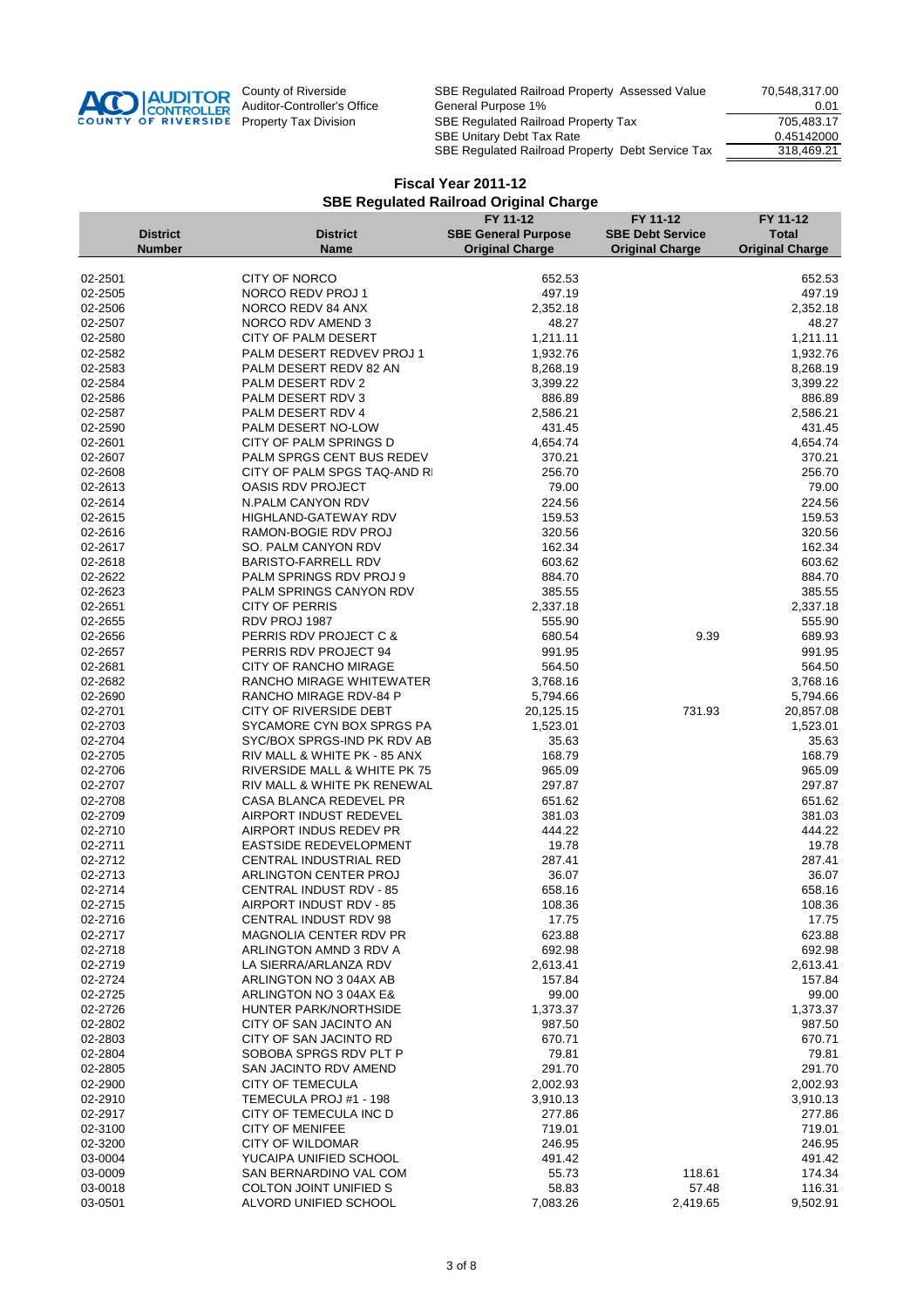AUDITOR CONTROLLER COUNTY OF RIVERSIDE

County of Riverside
Auditor-Controller's Office
Property Tax Division

| | |
|---|---|
| SBE Regulated Railroad Property Assessed Value | 70,548,317.00 |
| General Purpose 1% | 0.01 |
| SBE Regulated Railroad Property Tax | 705,483.17 |
| SBE Unitary Debt Tax Rate | 0.45142000 |
| SBE Regulated Railroad Property Debt Service Tax | 318,469.21 |

## Fiscal Year 2011-12
### SBE Regulated Railroad Original Charge

| District Number | District Name | FY 11-12 SBE General Purpose Original Charge | FY 11-12 SBE Debt Service Original Charge | FY 11-12 Total Original Charge |
|---|---|---|---|---|
| 02-2501 | CITY OF NORCO | 652.53 | | 652.53 |
| 02-2505 | NORCO REDV PROJ 1 | 497.19 | | 497.19 |
| 02-2506 | NORCO REDV 84 ANX | 2,352.18 | | 2,352.18 |
| 02-2507 | NORCO RDV AMEND 3 | 48.27 | | 48.27 |
| 02-2580 | CITY OF PALM DESERT | 1,211.11 | | 1,211.11 |
| 02-2582 | PALM DESERT REDEV PROJ 1 | 1,932.76 | | 1,932.76 |
| 02-2583 | PALM DESERT REDV 82 AN | 8,268.19 | | 8,268.19 |
| 02-2584 | PALM DESERT RDV 2 | 3,399.22 | | 3,399.22 |
| 02-2586 | PALM DESERT RDV 3 | 886.89 | | 886.89 |
| 02-2587 | PALM DESERT RDV 4 | 2,586.21 | | 2,586.21 |
| 02-2590 | PALM DESERT NO-LOW | 431.45 | | 431.45 |
| 02-2601 | CITY OF PALM SPRINGS D | 4,654.74 | | 4,654.74 |
| 02-2607 | PALM SPRGS CENT BUS REDEV | 370.21 | | 370.21 |
| 02-2608 | CITY OF PALM SPGS TAQ-AND RI | 256.70 | | 256.70 |
| 02-2613 | OASIS RDV PROJECT | 79.00 | | 79.00 |
| 02-2614 | N.PALM CANYON RDV | 224.56 | | 224.56 |
| 02-2615 | HIGHLAND-GATEWAY RDV | 159.53 | | 159.53 |
| 02-2616 | RAMON-BOGIE RDV PROJ | 320.56 | | 320.56 |
| 02-2617 | SO. PALM CANYON RDV | 162.34 | | 162.34 |
| 02-2618 | BARISTO-FARRELL RDV | 603.62 | | 603.62 |
| 02-2622 | PALM SPRINGS RDV PROJ 9 | 884.70 | | 884.70 |
| 02-2623 | PALM SPRINGS CANYON RDV | 385.55 | | 385.55 |
| 02-2651 | CITY OF PERRIS | 2,337.18 | | 2,337.18 |
| 02-2655 | RDV PROJ 1987 | 555.90 | | 555.90 |
| 02-2656 | PERRIS RDV PROJECT C & | 680.54 | 9.39 | 689.93 |
| 02-2657 | PERRIS RDV PROJECT 94 | 991.95 | | 991.95 |
| 02-2681 | CITY OF RANCHO MIRAGE | 564.50 | | 564.50 |
| 02-2682 | RANCHO MIRAGE WHITEWATER | 3,768.16 | | 3,768.16 |
| 02-2690 | RANCHO MIRAGE RDV-84 P | 5,794.66 | | 5,794.66 |
| 02-2701 | CITY OF RIVERSIDE DEBT | 20,125.15 | 731.93 | 20,857.08 |
| 02-2703 | SYCAMORE CYN BOX SPRGS PA | 1,523.01 | | 1,523.01 |
| 02-2704 | SYC/BOX SPRGS-IND PK RDV AB | 35.63 | | 35.63 |
| 02-2705 | RIV MALL & WHITE PK - 85 ANX | 168.79 | | 168.79 |
| 02-2706 | RIVERSIDE MALL & WHITE PK 75 | 965.09 | | 965.09 |
| 02-2707 | RIV MALL & WHITE PK RENEWAL | 297.87 | | 297.87 |
| 02-2708 | CASA BLANCA REDEVEL PR | 651.62 | | 651.62 |
| 02-2709 | AIRPORT INDUST REDEVEL | 381.03 | | 381.03 |
| 02-2710 | AIRPORT INDUS REDEV PR | 444.22 | | 444.22 |
| 02-2711 | EASTSIDE REDEVELOPMENT | 19.78 | | 19.78 |
| 02-2712 | CENTRAL INDUSTRIAL RED | 287.41 | | 287.41 |
| 02-2713 | ARLINGTON CENTER PROJ | 36.07 | | 36.07 |
| 02-2714 | CENTRAL INDUST RDV - 85 | 658.16 | | 658.16 |
| 02-2715 | AIRPORT INDUST RDV - 85 | 108.36 | | 108.36 |
| 02-2716 | CENTRAL INDUST RDV 98 | 17.75 | | 17.75 |
| 02-2717 | MAGNOLIA CENTER RDV PR | 623.88 | | 623.88 |
| 02-2718 | ARLINGTON AMND 3 RDV A | 692.98 | | 692.98 |
| 02-2719 | LA SIERRA/ARLANZA RDV | 2,613.41 | | 2,613.41 |
| 02-2724 | ARLINGTON NO 3 04AX AB | 157.84 | | 157.84 |
| 02-2725 | ARLINGTON NO 3 04AX E& | 99.00 | | 99.00 |
| 02-2726 | HUNTER PARK/NORTHSIDE | 1,373.37 | | 1,373.37 |
| 02-2802 | CITY OF SAN JACINTO AN | 987.50 | | 987.50 |
| 02-2803 | CITY OF SAN JACINTO RD | 670.71 | | 670.71 |
| 02-2804 | SOBOBA SPRGS RDV PLT P | 79.81 | | 79.81 |
| 02-2805 | SAN JACINTO RDV AMEND | 291.70 | | 291.70 |
| 02-2900 | CITY OF TEMECULA | 2,002.93 | | 2,002.93 |
| 02-2910 | TEMECULA PROJ #1 - 198 | 3,910.13 | | 3,910.13 |
| 02-2917 | CITY OF TEMECULA INC D | 277.86 | | 277.86 |
| 02-3100 | CITY OF MENIFEE | 719.01 | | 719.01 |
| 02-3200 | CITY OF WILDOMAR | 246.95 | | 246.95 |
| 03-0004 | YUCAIPA UNIFIED SCHOOL | 491.42 | | 491.42 |
| 03-0009 | SAN BERNARDINO VAL COM | 55.73 | 118.61 | 174.34 |
| 03-0018 | COLTON JOINT UNIFIED S | 58.83 | 57.48 | 116.31 |
| 03-0501 | ALVORD UNIFIED SCHOOL | 7,083.26 | 2,419.65 | 9,502.91 |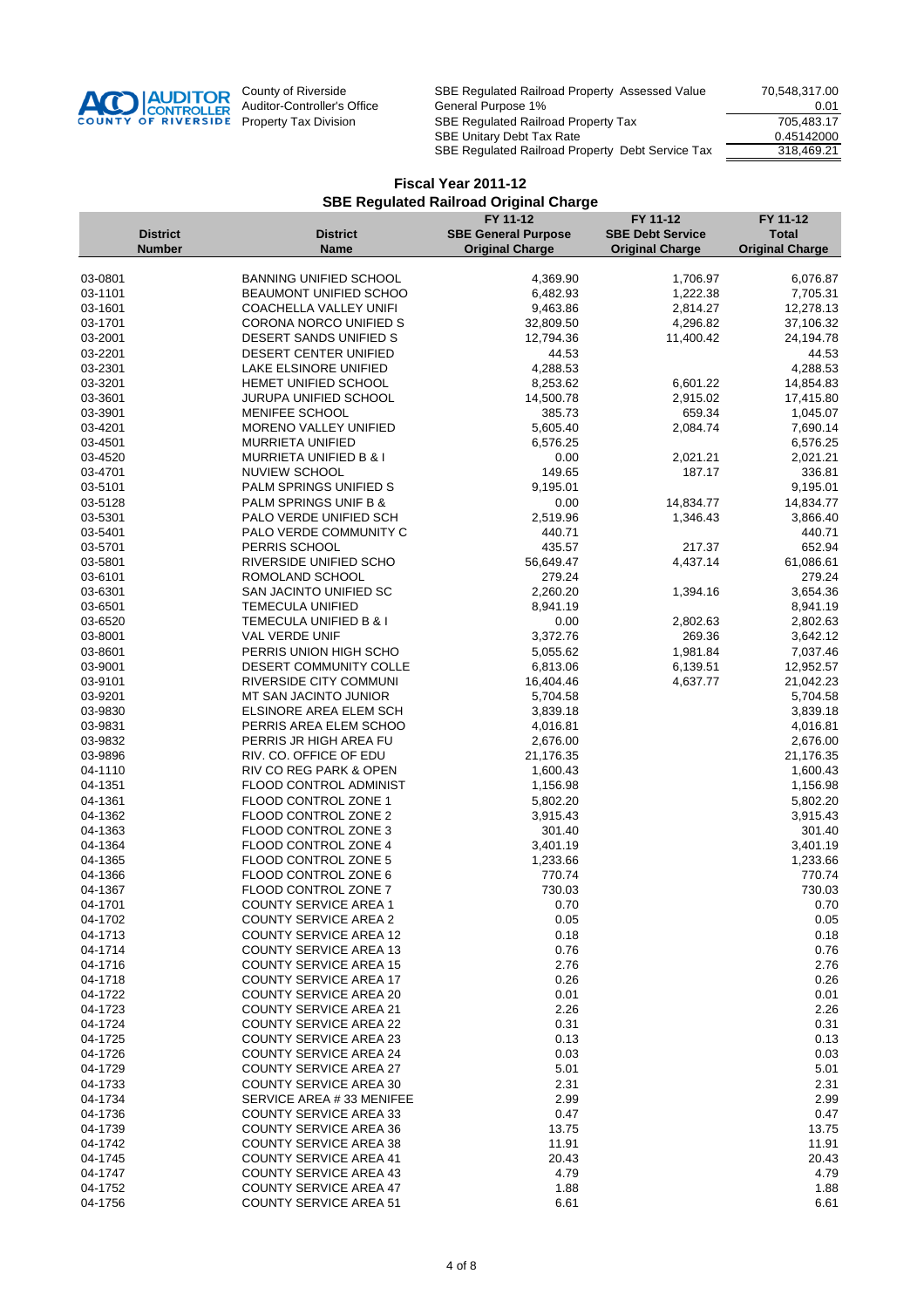County of Riverside
Auditor-Controller's Office
Property Tax Division

| | |
|---|---|
| SBE Regulated Railroad Property Assessed Value | 70,548,317.00 |
| General Purpose 1% | 0.01 |
| SBE Regulated Railroad Property Tax | 705,483.17 |
| SBE Unitary Debt Tax Rate | 0.45142000 |
| SBE Regulated Railroad Property Debt Service Tax | 318,469.21 |

## Fiscal Year 2011-12
## SBE Regulated Railroad Original Charge

| District Number | District Name | FY 11-12 SBE General Purpose Original Charge | FY 11-12 SBE Debt Service Original Charge | FY 11-12 Total Original Charge |
|---|---|---|---|---|
| 03-0801 | BANNING UNIFIED SCHOOL | 4,369.90 | 1,706.97 | 6,076.87 |
| 03-1101 | BEAUMONT UNIFIED SCHOO | 6,482.93 | 1,222.38 | 7,705.31 |
| 03-1601 | COACHELLA VALLEY UNIFI | 9,463.86 | 2,814.27 | 12,278.13 |
| 03-1701 | CORONA NORCO UNIFIED S | 32,809.50 | 4,296.82 | 37,106.32 |
| 03-2001 | DESERT SANDS UNIFIED S | 12,794.36 | 11,400.42 | 24,194.78 |
| 03-2201 | DESERT CENTER UNIFIED | 44.53 | | 44.53 |
| 03-2301 | LAKE ELSINORE UNIFIED | 4,288.53 | | 4,288.53 |
| 03-3201 | HEMET UNIFIED SCHOOL | 8,253.62 | 6,601.22 | 14,854.83 |
| 03-3601 | JURUPA UNIFIED SCHOOL | 14,500.78 | 2,915.02 | 17,415.80 |
| 03-3901 | MENIFEE SCHOOL | 385.73 | 659.34 | 1,045.07 |
| 03-4201 | MORENO VALLEY UNIFIED | 5,605.40 | 2,084.74 | 7,690.14 |
| 03-4501 | MURRIETA UNIFIED | 6,576.25 | | 6,576.25 |
| 03-4520 | MURRIETA UNIFIED B & I | 0.00 | 2,021.21 | 2,021.21 |
| 03-4701 | NUVIEW SCHOOL | 149.65 | 187.17 | 336.81 |
| 03-5101 | PALM SPRINGS UNIFIED S | 9,195.01 | | 9,195.01 |
| 03-5128 | PALM SPRINGS UNIF B & | 0.00 | 14,834.77 | 14,834.77 |
| 03-5301 | PALO VERDE UNIFIED SCH | 2,519.96 | 1,346.43 | 3,866.40 |
| 03-5401 | PALO VERDE COMMUNITY C | 440.71 | | 440.71 |
| 03-5701 | PERRIS SCHOOL | 435.57 | 217.37 | 652.94 |
| 03-5801 | RIVERSIDE UNIFIED SCHO | 56,649.47 | 4,437.14 | 61,086.61 |
| 03-6101 | ROMOLAND SCHOOL | 279.24 | | 279.24 |
| 03-6301 | SAN JACINTO UNIFIED SC | 2,260.20 | 1,394.16 | 3,654.36 |
| 03-6501 | TEMECULA UNIFIED | 8,941.19 | | 8,941.19 |
| 03-6520 | TEMECULA UNIFIED B & I | 0.00 | 2,802.63 | 2,802.63 |
| 03-8001 | VAL VERDE UNIF | 3,372.76 | 269.36 | 3,642.12 |
| 03-8601 | PERRIS UNION HIGH SCHO | 5,055.62 | 1,981.84 | 7,037.46 |
| 03-9001 | DESERT COMMUNITY COLLE | 6,813.06 | 6,139.51 | 12,952.57 |
| 03-9101 | RIVERSIDE CITY COMMUNI | 16,404.46 | 4,637.77 | 21,042.23 |
| 03-9201 | MT SAN JACINTO JUNIOR | 5,704.58 | | 5,704.58 |
| 03-9830 | ELSINORE AREA ELEM SCH | 3,839.18 | | 3,839.18 |
| 03-9831 | PERRIS AREA ELEM SCHOO | 4,016.81 | | 4,016.81 |
| 03-9832 | PERRIS JR HIGH AREA FU | 2,676.00 | | 2,676.00 |
| 03-9896 | RIV. CO. OFFICE OF EDU | 21,176.35 | | 21,176.35 |
| 04-1110 | RIV CO REG PARK & OPEN | 1,600.43 | | 1,600.43 |
| 04-1351 | FLOOD CONTROL ADMINIST | 1,156.98 | | 1,156.98 |
| 04-1361 | FLOOD CONTROL ZONE 1 | 5,802.20 | | 5,802.20 |
| 04-1362 | FLOOD CONTROL ZONE 2 | 3,915.43 | | 3,915.43 |
| 04-1363 | FLOOD CONTROL ZONE 3 | 301.40 | | 301.40 |
| 04-1364 | FLOOD CONTROL ZONE 4 | 3,401.19 | | 3,401.19 |
| 04-1365 | FLOOD CONTROL ZONE 5 | 1,233.66 | | 1,233.66 |
| 04-1366 | FLOOD CONTROL ZONE 6 | 770.74 | | 770.74 |
| 04-1367 | FLOOD CONTROL ZONE 7 | 730.03 | | 730.03 |
| 04-1701 | COUNTY SERVICE AREA 1 | 0.70 | | 0.70 |
| 04-1702 | COUNTY SERVICE AREA 2 | 0.05 | | 0.05 |
| 04-1713 | COUNTY SERVICE AREA 12 | 0.18 | | 0.18 |
| 04-1714 | COUNTY SERVICE AREA 13 | 0.76 | | 0.76 |
| 04-1716 | COUNTY SERVICE AREA 15 | 2.76 | | 2.76 |
| 04-1718 | COUNTY SERVICE AREA 17 | 0.26 | | 0.26 |
| 04-1722 | COUNTY SERVICE AREA 20 | 0.01 | | 0.01 |
| 04-1723 | COUNTY SERVICE AREA 21 | 2.26 | | 2.26 |
| 04-1724 | COUNTY SERVICE AREA 22 | 0.31 | | 0.31 |
| 04-1725 | COUNTY SERVICE AREA 23 | 0.13 | | 0.13 |
| 04-1726 | COUNTY SERVICE AREA 24 | 0.03 | | 0.03 |
| 04-1729 | COUNTY SERVICE AREA 27 | 5.01 | | 5.01 |
| 04-1733 | COUNTY SERVICE AREA 30 | 2.31 | | 2.31 |
| 04-1734 | SERVICE AREA # 33 MENIFEE | 2.99 | | 2.99 |
| 04-1736 | COUNTY SERVICE AREA 33 | 0.47 | | 0.47 |
| 04-1739 | COUNTY SERVICE AREA 36 | 13.75 | | 13.75 |
| 04-1742 | COUNTY SERVICE AREA 38 | 11.91 | | 11.91 |
| 04-1745 | COUNTY SERVICE AREA 41 | 20.43 | | 20.43 |
| 04-1747 | COUNTY SERVICE AREA 43 | 4.79 | | 4.79 |
| 04-1752 | COUNTY SERVICE AREA 47 | 1.88 | | 1.88 |
| 04-1756 | COUNTY SERVICE AREA 51 | 6.61 | | 6.61 |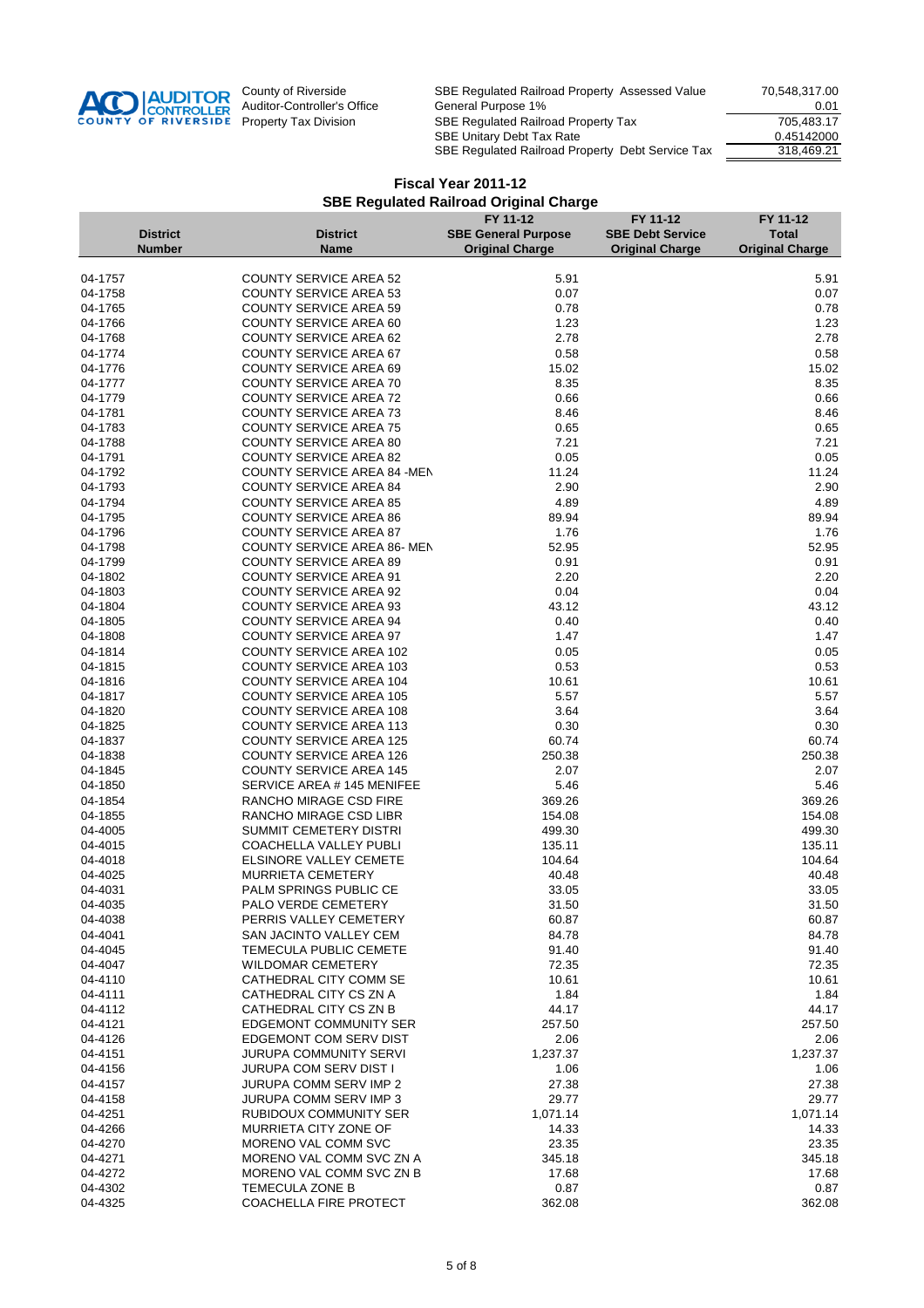AUDITOR CONTROLLER COUNTY OF RIVERSIDE

County of Riverside
Auditor-Controller's Office
Property Tax Division

| | |
|---|---|
| SBE Regulated Railroad Property Assessed Value | 70,548,317.00 |
| General Purpose 1% | 0.01 |
| SBE Regulated Railroad Property Tax | 705,483.17 |
| SBE Unitary Debt Tax Rate | 0.45142000 |
| SBE Regulated Railroad Property Debt Service Tax | 318,469.21 |

## Fiscal Year 2011-12
## SBE Regulated Railroad Original Charge

| District Number | District Name | FY 11-12 SBE General Purpose Original Charge | FY 11-12 SBE Debt Service Original Charge | FY 11-12 Total Original Charge |
|---|---|---|---|---|
| 04-1757 | COUNTY SERVICE AREA 52 | 5.91 | | 5.91 |
| 04-1758 | COUNTY SERVICE AREA 53 | 0.07 | | 0.07 |
| 04-1765 | COUNTY SERVICE AREA 59 | 0.78 | | 0.78 |
| 04-1766 | COUNTY SERVICE AREA 60 | 1.23 | | 1.23 |
| 04-1768 | COUNTY SERVICE AREA 62 | 2.78 | | 2.78 |
| 04-1774 | COUNTY SERVICE AREA 67 | 0.58 | | 0.58 |
| 04-1776 | COUNTY SERVICE AREA 69 | 15.02 | | 15.02 |
| 04-1777 | COUNTY SERVICE AREA 70 | 8.35 | | 8.35 |
| 04-1779 | COUNTY SERVICE AREA 72 | 0.66 | | 0.66 |
| 04-1781 | COUNTY SERVICE AREA 73 | 8.46 | | 8.46 |
| 04-1783 | COUNTY SERVICE AREA 75 | 0.65 | | 0.65 |
| 04-1788 | COUNTY SERVICE AREA 80 | 7.21 | | 7.21 |
| 04-1791 | COUNTY SERVICE AREA 82 | 0.05 | | 0.05 |
| 04-1792 | COUNTY SERVICE AREA 84 -MEN | 11.24 | | 11.24 |
| 04-1793 | COUNTY SERVICE AREA 84 | 2.90 | | 2.90 |
| 04-1794 | COUNTY SERVICE AREA 85 | 4.89 | | 4.89 |
| 04-1795 | COUNTY SERVICE AREA 86 | 89.94 | | 89.94 |
| 04-1796 | COUNTY SERVICE AREA 87 | 1.76 | | 1.76 |
| 04-1798 | COUNTY SERVICE AREA 86- MEN | 52.95 | | 52.95 |
| 04-1799 | COUNTY SERVICE AREA 89 | 0.91 | | 0.91 |
| 04-1802 | COUNTY SERVICE AREA 91 | 2.20 | | 2.20 |
| 04-1803 | COUNTY SERVICE AREA 92 | 0.04 | | 0.04 |
| 04-1804 | COUNTY SERVICE AREA 93 | 43.12 | | 43.12 |
| 04-1805 | COUNTY SERVICE AREA 94 | 0.40 | | 0.40 |
| 04-1808 | COUNTY SERVICE AREA 97 | 1.47 | | 1.47 |
| 04-1814 | COUNTY SERVICE AREA 102 | 0.05 | | 0.05 |
| 04-1815 | COUNTY SERVICE AREA 103 | 0.53 | | 0.53 |
| 04-1816 | COUNTY SERVICE AREA 104 | 10.61 | | 10.61 |
| 04-1817 | COUNTY SERVICE AREA 105 | 5.57 | | 5.57 |
| 04-1820 | COUNTY SERVICE AREA 108 | 3.64 | | 3.64 |
| 04-1825 | COUNTY SERVICE AREA 113 | 0.30 | | 0.30 |
| 04-1837 | COUNTY SERVICE AREA 125 | 60.74 | | 60.74 |
| 04-1838 | COUNTY SERVICE AREA 126 | 250.38 | | 250.38 |
| 04-1845 | COUNTY SERVICE AREA 145 | 2.07 | | 2.07 |
| 04-1850 | SERVICE AREA # 145 MENIFEE | 5.46 | | 5.46 |
| 04-1854 | RANCHO MIRAGE CSD FIRE | 369.26 | | 369.26 |
| 04-1855 | RANCHO MIRAGE CSD LIBR | 154.08 | | 154.08 |
| 04-4005 | SUMMIT CEMETERY DISTRI | 499.30 | | 499.30 |
| 04-4015 | COACHELLA VALLEY PUBLI | 135.11 | | 135.11 |
| 04-4018 | ELSINORE VALLEY CEMETE | 104.64 | | 104.64 |
| 04-4025 | MURRIETA CEMETERY | 40.48 | | 40.48 |
| 04-4031 | PALM SPRINGS PUBLIC CE | 33.05 | | 33.05 |
| 04-4035 | PALO VERDE CEMETERY | 31.50 | | 31.50 |
| 04-4038 | PERRIS VALLEY CEMETERY | 60.87 | | 60.87 |
| 04-4041 | SAN JACINTO VALLEY CEM | 84.78 | | 84.78 |
| 04-4045 | TEMECULA PUBLIC CEMETE | 91.40 | | 91.40 |
| 04-4047 | WILDOMAR CEMETERY | 72.35 | | 72.35 |
| 04-4110 | CATHEDRAL CITY COMM SE | 10.61 | | 10.61 |
| 04-4111 | CATHEDRAL CITY CS ZN A | 1.84 | | 1.84 |
| 04-4112 | CATHEDRAL CITY CS ZN B | 44.17 | | 44.17 |
| 04-4121 | EDGEMONT COMMUNITY SER | 257.50 | | 257.50 |
| 04-4126 | EDGEMONT COM SERV DIST | 2.06 | | 2.06 |
| 04-4151 | JURUPA COMMUNITY SERVI | 1,237.37 | | 1,237.37 |
| 04-4156 | JURUPA COM SERV DIST I | 1.06 | | 1.06 |
| 04-4157 | JURUPA COMM SERV IMP 2 | 27.38 | | 27.38 |
| 04-4158 | JURUPA COMM SERV IMP 3 | 29.77 | | 29.77 |
| 04-4251 | RUBIDOUX COMMUNITY SER | 1,071.14 | | 1,071.14 |
| 04-4266 | MURRIETA CITY ZONE OF | 14.33 | | 14.33 |
| 04-4270 | MORENO VAL COMM SVC | 23.35 | | 23.35 |
| 04-4271 | MORENO VAL COMM SVC ZN A | 345.18 | | 345.18 |
| 04-4272 | MORENO VAL COMM SVC ZN B | 17.68 | | 17.68 |
| 04-4302 | TEMECULA ZONE B | 0.87 | | 0.87 |
| 04-4325 | COACHELLA FIRE PROTECT | 362.08 | | 362.08 |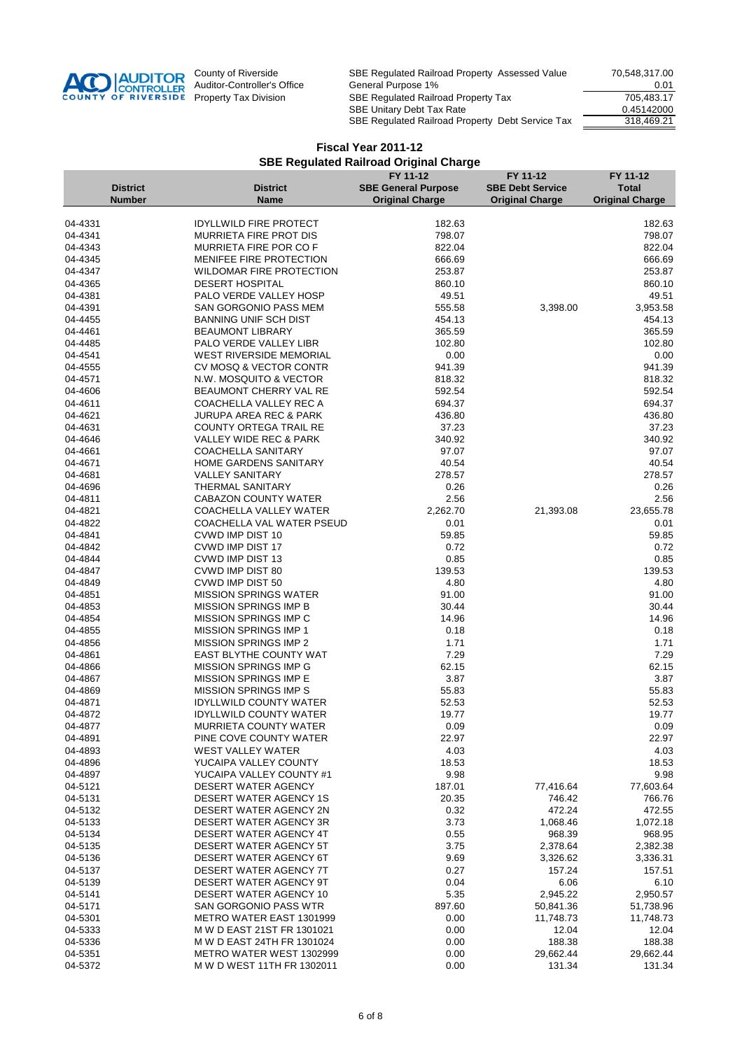County of Riverside
Auditor-Controller's Office
Property Tax Division

| | |
|---|---|
| SBE Regulated Railroad Property Assessed Value | 70,548,317.00 |
| General Purpose 1% | 0.01 |
| SBE Regulated Railroad Property Tax | 705,483.17 |
| SBE Unitary Debt Tax Rate | 0.45142000 |
| SBE Regulated Railroad Property Debt Service Tax | 318,469.21 |

## Fiscal Year 2011-12
## SBE Regulated Railroad Original Charge

| District Number | District Name | FY 11-12 SBE General Purpose Original Charge | FY 11-12 SBE Debt Service Original Charge | FY 11-12 Total Original Charge |
|---|---|---|---|---|
| 04-4331 | IDYLLWILD FIRE PROTECT | 182.63 | | 182.63 |
| 04-4341 | MURRIETA FIRE PROT DIS | 798.07 | | 798.07 |
| 04-4343 | MURRIETA FIRE POR CO F | 822.04 | | 822.04 |
| 04-4345 | MENIFEE FIRE PROTECTION | 666.69 | | 666.69 |
| 04-4347 | WILDOMAR FIRE PROTECTION | 253.87 | | 253.87 |
| 04-4365 | DESERT HOSPITAL | 860.10 | | 860.10 |
| 04-4381 | PALO VERDE VALLEY HOSP | 49.51 | | 49.51 |
| 04-4391 | SAN GORGONIO PASS MEM | 555.58 | 3,398.00 | 3,953.58 |
| 04-4455 | BANNING UNIF SCH DIST | 454.13 | | 454.13 |
| 04-4461 | BEAUMONT LIBRARY | 365.59 | | 365.59 |
| 04-4485 | PALO VERDE VALLEY LIBR | 102.80 | | 102.80 |
| 04-4541 | WEST RIVERSIDE MEMORIAL | 0.00 | | 0.00 |
| 04-4555 | CV MOSQ & VECTOR CONTR | 941.39 | | 941.39 |
| 04-4571 | N.W. MOSQUITO & VECTOR | 818.32 | | 818.32 |
| 04-4606 | BEAUMONT CHERRY VAL RE | 592.54 | | 592.54 |
| 04-4611 | COACHELLA VALLEY REC A | 694.37 | | 694.37 |
| 04-4621 | JURUPA AREA REC & PARK | 436.80 | | 436.80 |
| 04-4631 | COUNTY ORTEGA TRAIL RE | 37.23 | | 37.23 |
| 04-4646 | VALLEY WIDE REC & PARK | 340.92 | | 340.92 |
| 04-4661 | COACHELLA SANITARY | 97.07 | | 97.07 |
| 04-4671 | HOME GARDENS SANITARY | 40.54 | | 40.54 |
| 04-4681 | VALLEY SANITARY | 278.57 | | 278.57 |
| 04-4696 | THERMAL SANITARY | 0.26 | | 0.26 |
| 04-4811 | CABAZON COUNTY WATER | 2.56 | | 2.56 |
| 04-4821 | COACHELLA VALLEY WATER | 2,262.70 | 21,393.08 | 23,655.78 |
| 04-4822 | COACHELLA VAL WATER PSEUD | 0.01 | | 0.01 |
| 04-4841 | CVWD IMP DIST 10 | 59.85 | | 59.85 |
| 04-4842 | CVWD IMP DIST 17 | 0.72 | | 0.72 |
| 04-4844 | CVWD IMP DIST 13 | 0.85 | | 0.85 |
| 04-4847 | CVWD IMP DIST 80 | 139.53 | | 139.53 |
| 04-4849 | CVWD IMP DIST 50 | 4.80 | | 4.80 |
| 04-4851 | MISSION SPRINGS WATER | 91.00 | | 91.00 |
| 04-4853 | MISSION SPRINGS IMP B | 30.44 | | 30.44 |
| 04-4854 | MISSION SPRINGS IMP C | 14.96 | | 14.96 |
| 04-4855 | MISSION SPRINGS IMP 1 | 0.18 | | 0.18 |
| 04-4856 | MISSION SPRINGS IMP 2 | 1.71 | | 1.71 |
| 04-4861 | EAST BLYTHE COUNTY WAT | 7.29 | | 7.29 |
| 04-4866 | MISSION SPRINGS IMP G | 62.15 | | 62.15 |
| 04-4867 | MISSION SPRINGS IMP E | 3.87 | | 3.87 |
| 04-4869 | MISSION SPRINGS IMP S | 55.83 | | 55.83 |
| 04-4871 | IDYLLWILD COUNTY WATER | 52.53 | | 52.53 |
| 04-4872 | IDYLLWILD COUNTY WATER | 19.77 | | 19.77 |
| 04-4877 | MURRIETA COUNTY WATER | 0.09 | | 0.09 |
| 04-4891 | PINE COVE COUNTY WATER | 22.97 | | 22.97 |
| 04-4893 | WEST VALLEY WATER | 4.03 | | 4.03 |
| 04-4896 | YUCAIPA VALLEY COUNTY | 18.53 | | 18.53 |
| 04-4897 | YUCAIPA VALLEY COUNTY #1 | 9.98 | | 9.98 |
| 04-5121 | DESERT WATER AGENCY | 187.01 | 77,416.64 | 77,603.64 |
| 04-5131 | DESERT WATER AGENCY 1S | 20.35 | 746.42 | 766.76 |
| 04-5132 | DESERT WATER AGENCY 2N | 0.32 | 472.24 | 472.55 |
| 04-5133 | DESERT WATER AGENCY 3R | 3.73 | 1,068.46 | 1,072.18 |
| 04-5134 | DESERT WATER AGENCY 4T | 0.55 | 968.39 | 968.95 |
| 04-5135 | DESERT WATER AGENCY 5T | 3.75 | 2,378.64 | 2,382.38 |
| 04-5136 | DESERT WATER AGENCY 6T | 9.69 | 3,326.62 | 3,336.31 |
| 04-5137 | DESERT WATER AGENCY 7T | 0.27 | 157.24 | 157.51 |
| 04-5139 | DESERT WATER AGENCY 9T | 0.04 | 6.06 | 6.10 |
| 04-5141 | DESERT WATER AGENCY 10 | 5.35 | 2,945.22 | 2,950.57 |
| 04-5171 | SAN GORGONIO PASS WTR | 897.60 | 50,841.36 | 51,738.96 |
| 04-5301 | METRO WATER EAST 1301999 | 0.00 | 11,748.73 | 11,748.73 |
| 04-5333 | M W D EAST 21ST FR 1301021 | 0.00 | 12.04 | 12.04 |
| 04-5336 | M W D EAST 24TH FR 1301024 | 0.00 | 188.38 | 188.38 |
| 04-5351 | METRO WATER WEST 1302999 | 0.00 | 29,662.44 | 29,662.44 |
| 04-5372 | M W D WEST 11TH FR 1302011 | 0.00 | 131.34 | 131.34 |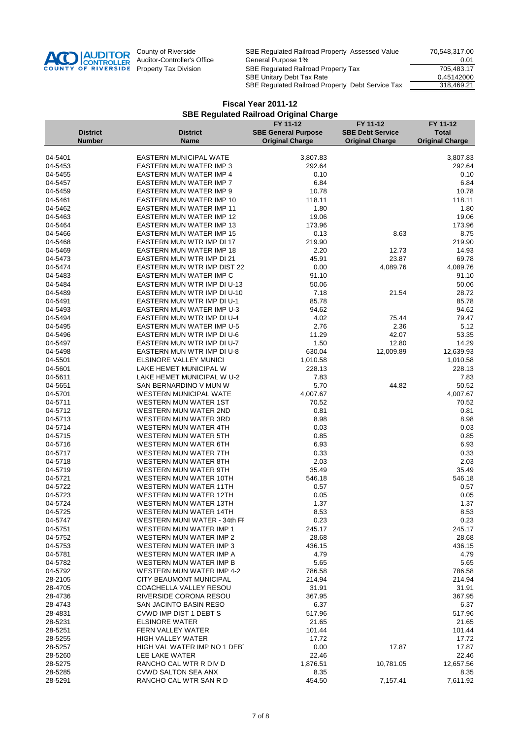AUDITOR CONTROLLER COUNTY OF RIVERSIDE

County of Riverside
Auditor-Controller's Office
Property Tax Division

| | |
|---|---|
| SBE Regulated Railroad Property Assessed Value | 70,548,317.00 |
| General Purpose 1% | 0.01 |
| SBE Regulated Railroad Property Tax | 705,483.17 |
| SBE Unitary Debt Tax Rate | 0.45142000 |
| SBE Regulated Railroad Property Debt Service Tax | 318,469.21 |

## Fiscal Year 2011-12
## SBE Regulated Railroad Original Charge

| District Number | District Name | FY 11-12 SBE General Purpose Original Charge | FY 11-12 SBE Debt Service Original Charge | FY 11-12 Total Original Charge |
|---|---|---|---|---|
| 04-5401 | EASTERN MUNICIPAL WATE | 3,807.83 | | 3,807.83 |
| 04-5453 | EASTERN MUN WATER IMP 3 | 292.64 | | 292.64 |
| 04-5455 | EASTERN MUN WATER IMP 4 | 0.10 | | 0.10 |
| 04-5457 | EASTERN MUN WATER IMP 7 | 6.84 | | 6.84 |
| 04-5459 | EASTERN MUN WATER IMP 9 | 10.78 | | 10.78 |
| 04-5461 | EASTERN MUN WATER IMP 10 | 118.11 | | 118.11 |
| 04-5462 | EASTERN MUN WATER IMP 11 | 1.80 | | 1.80 |
| 04-5463 | EASTERN MUN WATER IMP 12 | 19.06 | | 19.06 |
| 04-5464 | EASTERN MUN WATER IMP 13 | 173.96 | | 173.96 |
| 04-5466 | EASTERN MUN WATER IMP 15 | 0.13 | 8.63 | 8.75 |
| 04-5468 | EASTERN MUN WTR IMP DI 17 | 219.90 | | 219.90 |
| 04-5469 | EASTERN MUN WATER IMP 18 | 2.20 | 12.73 | 14.93 |
| 04-5473 | EASTERN MUN WTR IMP DI 21 | 45.91 | 23.87 | 69.78 |
| 04-5474 | EASTERN MUN WTR IMP DIST 22 | 0.00 | 4,089.76 | 4,089.76 |
| 04-5483 | EASTERN MUN WATER IMP C | 91.10 | | 91.10 |
| 04-5484 | EASTERN MUN WTR IMP DI U-13 | 50.06 | | 50.06 |
| 04-5489 | EASTERN MUN WTR IMP DI U-10 | 7.18 | 21.54 | 28.72 |
| 04-5491 | EASTERN MUN WTR IMP DI U-1 | 85.78 | | 85.78 |
| 04-5493 | EASTERN MUN WATER IMP U-3 | 94.62 | | 94.62 |
| 04-5494 | EASTERN MUN WTR IMP DI U-4 | 4.02 | 75.44 | 79.47 |
| 04-5495 | EASTERN MUN WATER IMP U-5 | 2.76 | 2.36 | 5.12 |
| 04-5496 | EASTERN MUN WTR IMP DI U-6 | 11.29 | 42.07 | 53.35 |
| 04-5497 | EASTERN MUN WTR IMP DI U-7 | 1.50 | 12.80 | 14.29 |
| 04-5498 | EASTERN MUN WTR IMP DI U-8 | 630.04 | 12,009.89 | 12,639.93 |
| 04-5501 | ELSINORE VALLEY MUNICI | 1,010.58 | | 1,010.58 |
| 04-5601 | LAKE HEMET MUNICIPAL W | 228.13 | | 228.13 |
| 04-5611 | LAKE HEMET MUNICIPAL W U-2 | 7.83 | | 7.83 |
| 04-5651 | SAN BERNARDINO V MUN W | 5.70 | 44.82 | 50.52 |
| 04-5701 | WESTERN MUNICIPAL WATE | 4,007.67 | | 4,007.67 |
| 04-5711 | WESTERN MUN WATER 1ST | 70.52 | | 70.52 |
| 04-5712 | WESTERN MUN WATER 2ND | 0.81 | | 0.81 |
| 04-5713 | WESTERN MUN WATER 3RD | 8.98 | | 8.98 |
| 04-5714 | WESTERN MUN WATER 4TH | 0.03 | | 0.03 |
| 04-5715 | WESTERN MUN WATER 5TH | 0.85 | | 0.85 |
| 04-5716 | WESTERN MUN WATER 6TH | 6.93 | | 6.93 |
| 04-5717 | WESTERN MUN WATER 7TH | 0.33 | | 0.33 |
| 04-5718 | WESTERN MUN WATER 8TH | 2.03 | | 2.03 |
| 04-5719 | WESTERN MUN WATER 9TH | 35.49 | | 35.49 |
| 04-5721 | WESTERN MUN WATER 10TH | 546.18 | | 546.18 |
| 04-5722 | WESTERN MUN WATER 11TH | 0.57 | | 0.57 |
| 04-5723 | WESTERN MUN WATER 12TH | 0.05 | | 0.05 |
| 04-5724 | WESTERN MUN WATER 13TH | 1.37 | | 1.37 |
| 04-5725 | WESTERN MUN WATER 14TH | 8.53 | | 8.53 |
| 04-5747 | WESTERN MUNI WATER - 34th FI | 0.23 | | 0.23 |
| 04-5751 | WESTERN MUN WATER IMP 1 | 245.17 | | 245.17 |
| 04-5752 | WESTERN MUN WATER IMP 2 | 28.68 | | 28.68 |
| 04-5753 | WESTERN MUN WATER IMP 3 | 436.15 | | 436.15 |
| 04-5781 | WESTERN MUN WATER IMP A | 4.79 | | 4.79 |
| 04-5782 | WESTERN MUN WATER IMP B | 5.65 | | 5.65 |
| 04-5792 | WESTERN MUN WATER IMP 4-2 | 786.58 | | 786.58 |
| 28-2105 | CITY BEAUMONT MUNICIPAL | 214.94 | | 214.94 |
| 28-4705 | COACHELLA VALLEY RESOU | 31.91 | | 31.91 |
| 28-4736 | RIVERSIDE CORONA RESOU | 367.95 | | 367.95 |
| 28-4743 | SAN JACINTO BASIN RESO | 6.37 | | 6.37 |
| 28-4831 | CVWD IMP DIST 1 DEBT S | 517.96 | | 517.96 |
| 28-5231 | ELSINORE WATER | 21.65 | | 21.65 |
| 28-5251 | FERN VALLEY WATER | 101.44 | | 101.44 |
| 28-5255 | HIGH VALLEY WATER | 17.72 | | 17.72 |
| 28-5257 | HIGH VAL WATER IMP NO 1 DEBT | 0.00 | 17.87 | 17.87 |
| 28-5260 | LEE LAKE WATER | 22.46 | | 22.46 |
| 28-5275 | RANCHO CAL WTR R DIV D | 1,876.51 | 10,781.05 | 12,657.56 |
| 28-5285 | CVWD SALTON SEA ANX | 8.35 | | 8.35 |
| 28-5291 | RANCHO CAL WTR SAN R D | 454.50 | 7,157.41 | 7,611.92 |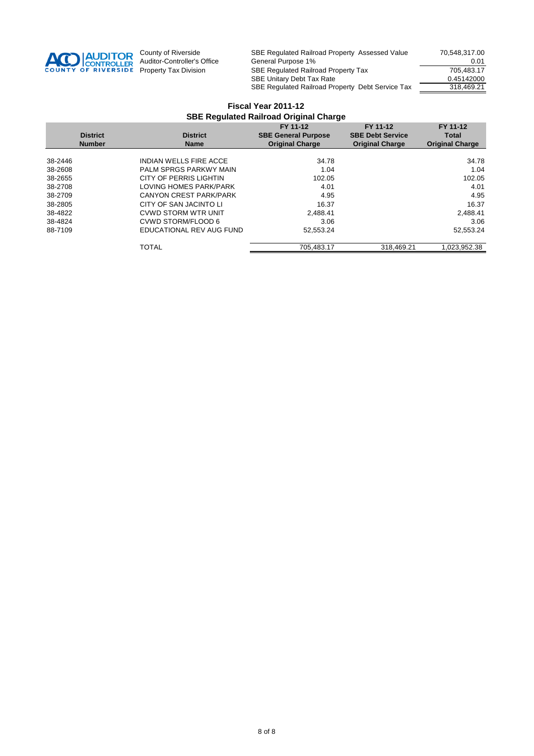AUDITOR CONTROLLER COUNTY OF RIVERSIDE

County of Riverside
Auditor-Controller's Office
Property Tax Division

| | |
|---|---|
| SBE Regulated Railroad Property Assessed Value | 70,548,317.00 |
| General Purpose 1% | 0.01 |
| SBE Regulated Railroad Property Tax | 705,483.17 |
| SBE Unitary Debt Tax Rate | 0.45142000 |
| SBE Regulated Railroad Property Debt Service Tax | 318,469.21 |

## Fiscal Year 2011-12
## SBE Regulated Railroad Original Charge

| District Number | District Name | FY 11-12 SBE General Purpose Original Charge | FY 11-12 SBE Debt Service Original Charge | FY 11-12 Total Original Charge |
|---|---|---|---|---|
| 38-2446 | INDIAN WELLS FIRE ACCE | 34.78 | | 34.78 |
| 38-2608 | PALM SPRGS PARKWY MAIN | 1.04 | | 1.04 |
| 38-2655 | CITY OF PERRIS LIGHTIN | 102.05 | | 102.05 |
| 38-2708 | LOVING HOMES PARK/PARK | 4.01 | | 4.01 |
| 38-2709 | CANYON CREST PARK/PARK | 4.95 | | 4.95 |
| 38-2805 | CITY OF SAN JACINTO LI | 16.37 | | 16.37 |
| 38-4822 | CVWD STORM WTR UNIT | 2,488.41 | | 2,488.41 |
| 38-4824 | CVWD STORM/FLOOD 6 | 3.06 | | 3.06 |
| 88-7109 | EDUCATIONAL REV AUG FUND | 52,553.24 | | 52,553.24 |
| | TOTAL | 705,483.17 | 318,469.21 | 1,023,952.38 |